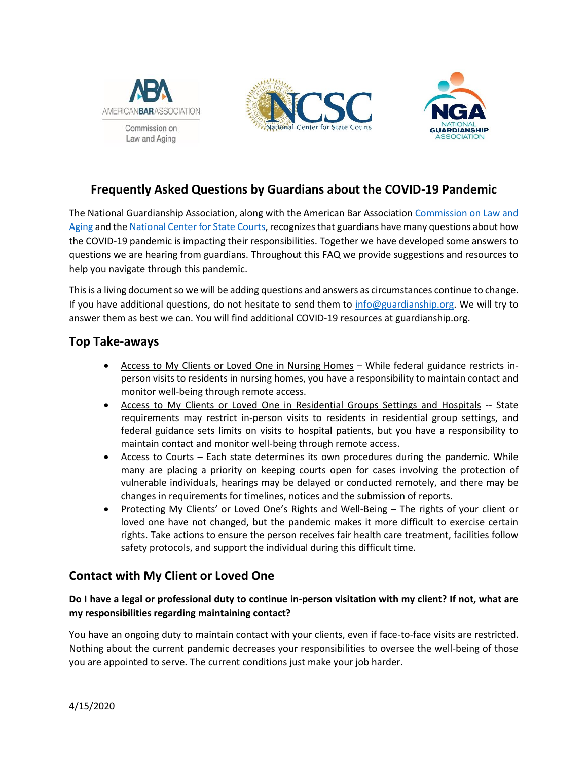# Frequently Asked Questions by Guardians about the COVID-19 Pandemic

The National Guardianship Association, along with the American Bar Association Commission on Law and Aging and the National Center for State Courts, recognizes that guardians have many questions about how the COVID-19 pandemic is impacting their responsibilities. Together we have developed some answers to questions we are hearing from guardians. Throughout this FAQ we provide suggestions and resources to help you navigate through this pandemic.

This is a living document so we will be adding questions and answers as circumstances continue to change. If you have additional questions, do not hesitate to send them to info@guardianship.org. We will try to answer them as best we can. You will find additional COVID-19 resources at guardianship.org.

## Top Take-aways

- Access to My Clients or Loved One in Nursing Homes – While federal guidance restricts in-person visits to residents in nursing homes, you have a responsibility to maintain contact and monitor well-being through remote access.
- Access to My Clients or Loved One in Residential Groups Settings and Hospitals -- State requirements may restrict in-person visits to residents in residential group settings, and federal guidance sets limits on visits to hospital patients, but you have a responsibility to maintain contact and monitor well-being through remote access.
- Access to Courts – Each state determines its own procedures during the pandemic. While many are placing a priority on keeping courts open for cases involving the protection of vulnerable individuals, hearings may be delayed or conducted remotely, and there may be changes in requirements for timelines, notices and the submission of reports.
- Protecting My Clients' or Loved One's Rights and Well-Being – The rights of your client or loved one have not changed, but the pandemic makes it more difficult to exercise certain rights. Take actions to ensure the person receives fair health care treatment, facilities follow safety protocols, and support the individual during this difficult time.

## Contact with My Client or Loved One

**Do I have a legal or professional duty to continue in-person visitation with my client? If not, what are my responsibilities regarding maintaining contact?**

You have an ongoing duty to maintain contact with your clients, even if face-to-face visits are restricted. Nothing about the current pandemic decreases your responsibilities to oversee the well-being of those you are appointed to serve. The current conditions just make your job harder.

4/15/2020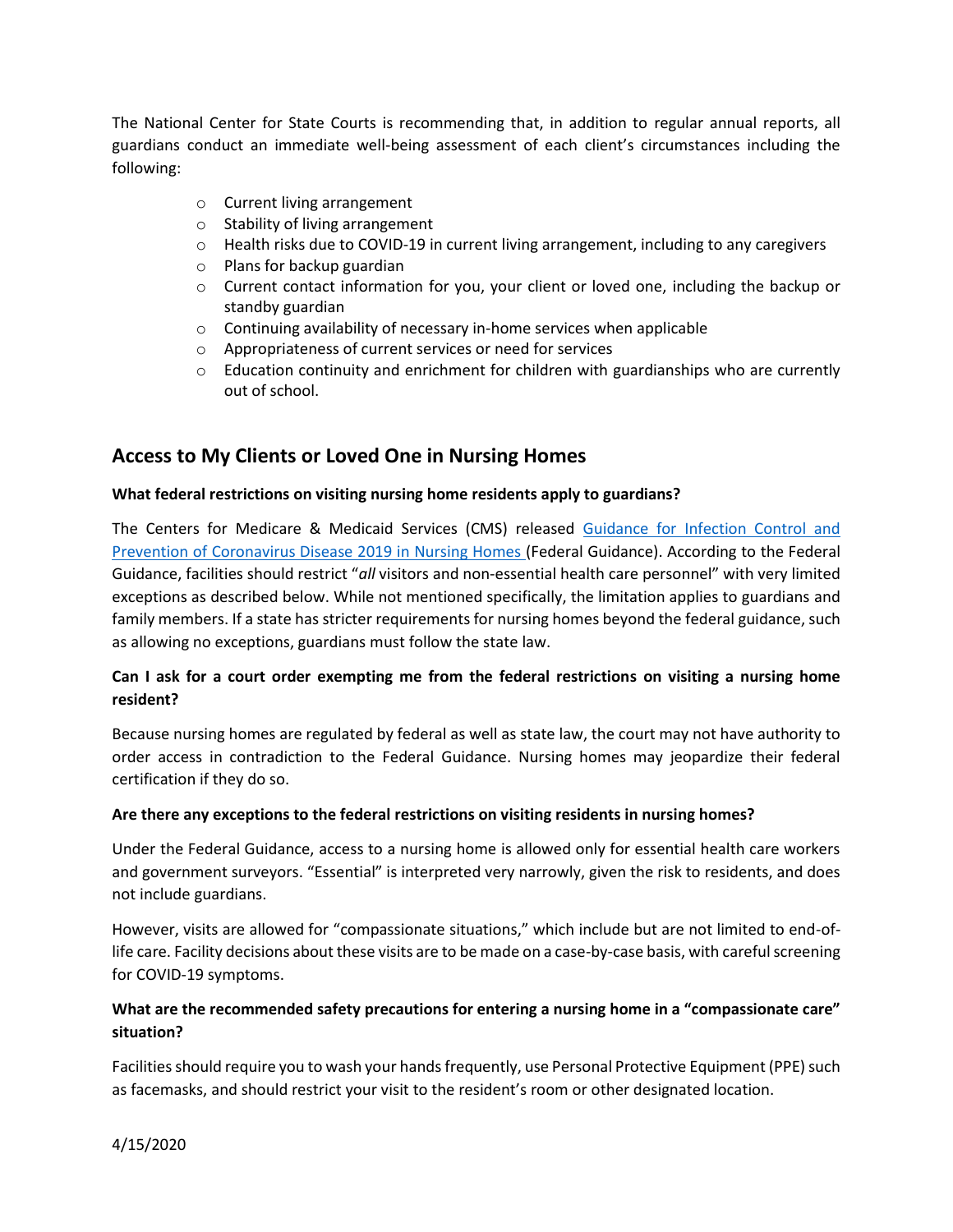The National Center for State Courts is recommending that, in addition to regular annual reports, all guardians conduct an immediate well-being assessment of each client's circumstances including the following:

- Current living arrangement
- Stability of living arrangement
- Health risks due to COVID-19 in current living arrangement, including to any caregivers
- Plans for backup guardian
- Current contact information for you, your client or loved one, including the backup or standby guardian
- Continuing availability of necessary in-home services when applicable
- Appropriateness of current services or need for services
- Education continuity and enrichment for children with guardianships who are currently out of school.

## Access to My Clients or Loved One in Nursing Homes

**What federal restrictions on visiting nursing home residents apply to guardians?**

The Centers for Medicare & Medicaid Services (CMS) released Guidance for Infection Control and Prevention of Coronavirus Disease 2019 in Nursing Homes (Federal Guidance). According to the Federal Guidance, facilities should restrict "*all* visitors and non-essential health care personnel" with very limited exceptions as described below. While not mentioned specifically, the limitation applies to guardians and family members. If a state has stricter requirements for nursing homes beyond the federal guidance, such as allowing no exceptions, guardians must follow the state law.

**Can I ask for a court order exempting me from the federal restrictions on visiting a nursing home resident?**

Because nursing homes are regulated by federal as well as state law, the court may not have authority to order access in contradiction to the Federal Guidance. Nursing homes may jeopardize their federal certification if they do so.

**Are there any exceptions to the federal restrictions on visiting residents in nursing homes?**

Under the Federal Guidance, access to a nursing home is allowed only for essential health care workers and government surveyors. "Essential" is interpreted very narrowly, given the risk to residents, and does not include guardians.

However, visits are allowed for "compassionate situations," which include but are not limited to end-of-life care. Facility decisions about these visits are to be made on a case-by-case basis, with careful screening for COVID-19 symptoms.

**What are the recommended safety precautions for entering a nursing home in a "compassionate care" situation?**

Facilities should require you to wash your hands frequently, use Personal Protective Equipment (PPE) such as facemasks, and should restrict your visit to the resident's room or other designated location.

4/15/2020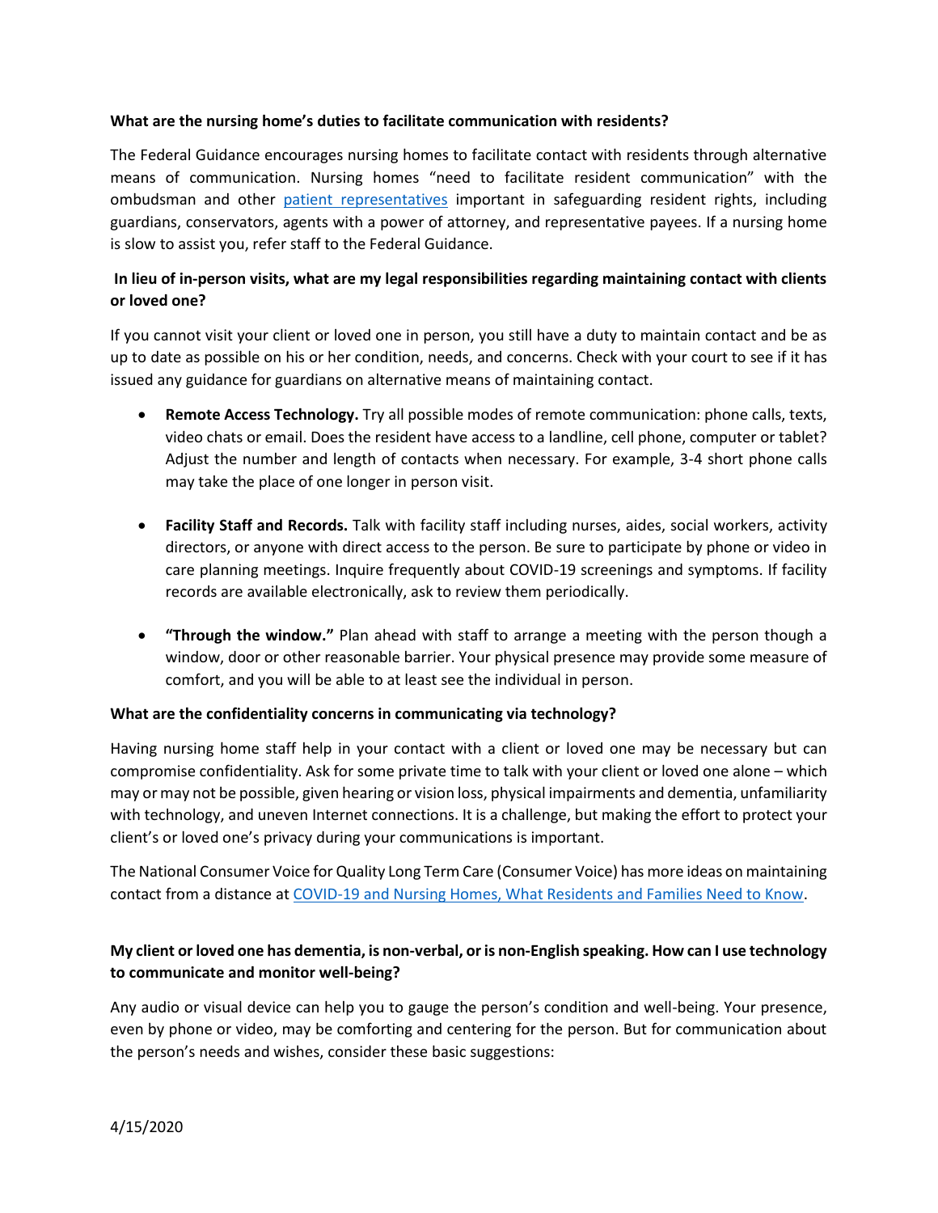**What are the nursing home's duties to facilitate communication with residents?**

The Federal Guidance encourages nursing homes to facilitate contact with residents through alternative means of communication. Nursing homes "need to facilitate resident communication" with the ombudsman and other patient representatives important in safeguarding resident rights, including guardians, conservators, agents with a power of attorney, and representative payees. If a nursing home is slow to assist you, refer staff to the Federal Guidance.

**In lieu of in-person visits, what are my legal responsibilities regarding maintaining contact with clients or loved one?**

If you cannot visit your client or loved one in person, you still have a duty to maintain contact and be as up to date as possible on his or her condition, needs, and concerns. Check with your court to see if it has issued any guidance for guardians on alternative means of maintaining contact.

- **Remote Access Technology.** Try all possible modes of remote communication: phone calls, texts, video chats or email. Does the resident have access to a landline, cell phone, computer or tablet? Adjust the number and length of contacts when necessary. For example, 3-4 short phone calls may take the place of one longer in person visit.

- **Facility Staff and Records.** Talk with facility staff including nurses, aides, social workers, activity directors, or anyone with direct access to the person. Be sure to participate by phone or video in care planning meetings. Inquire frequently about COVID-19 screenings and symptoms. If facility records are available electronically, ask to review them periodically.

- **"Through the window."** Plan ahead with staff to arrange a meeting with the person though a window, door or other reasonable barrier. Your physical presence may provide some measure of comfort, and you will be able to at least see the individual in person.

**What are the confidentiality concerns in communicating via technology?**

Having nursing home staff help in your contact with a client or loved one may be necessary but can compromise confidentiality. Ask for some private time to talk with your client or loved one alone – which may or may not be possible, given hearing or vision loss, physical impairments and dementia, unfamiliarity with technology, and uneven Internet connections. It is a challenge, but making the effort to protect your client's or loved one's privacy during your communications is important.

The National Consumer Voice for Quality Long Term Care (Consumer Voice) has more ideas on maintaining contact from a distance at COVID-19 and Nursing Homes, What Residents and Families Need to Know.

**My client or loved one has dementia, is non-verbal, or is non-English speaking. How can I use technology to communicate and monitor well-being?**

Any audio or visual device can help you to gauge the person's condition and well-being. Your presence, even by phone or video, may be comforting and centering for the person. But for communication about the person's needs and wishes, consider these basic suggestions:

4/15/2020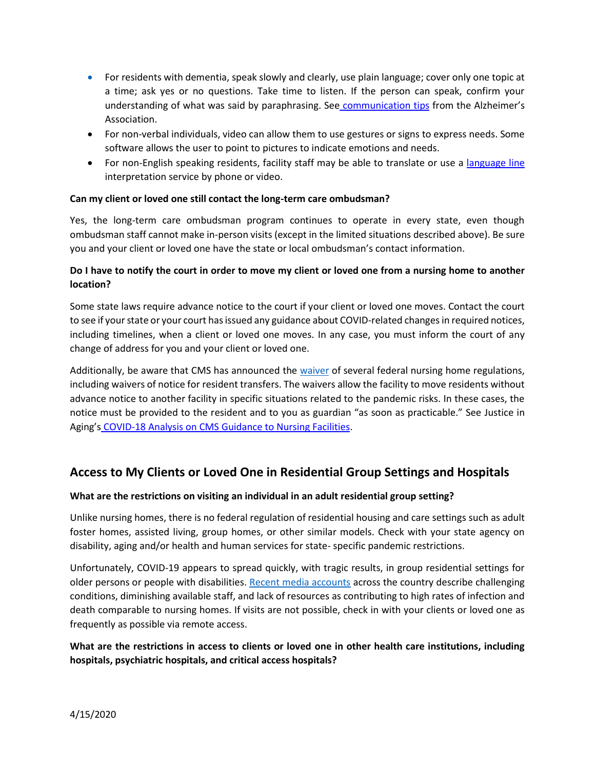- For residents with dementia, speak slowly and clearly, use plain language; cover only one topic at a time; ask yes or no questions. Take time to listen. If the person can speak, confirm your understanding of what was said by paraphrasing. See communication tips from the Alzheimer's Association.
- For non-verbal individuals, video can allow them to use gestures or signs to express needs. Some software allows the user to point to pictures to indicate emotions and needs.
- For non-English speaking residents, facility staff may be able to translate or use a language line interpretation service by phone or video.

**Can my client or loved one still contact the long-term care ombudsman?**

Yes, the long-term care ombudsman program continues to operate in every state, even though ombudsman staff cannot make in-person visits (except in the limited situations described above). Be sure you and your client or loved one have the state or local ombudsman's contact information.

**Do I have to notify the court in order to move my client or loved one from a nursing home to another location?**

Some state laws require advance notice to the court if your client or loved one moves. Contact the court to see if your state or your court has issued any guidance about COVID-related changes in required notices, including timelines, when a client or loved one moves. In any case, you must inform the court of any change of address for you and your client or loved one.

Additionally, be aware that CMS has announced the waiver of several federal nursing home regulations, including waivers of notice for resident transfers. The waivers allow the facility to move residents without advance notice to another facility in specific situations related to the pandemic risks. In these cases, the notice must be provided to the resident and to you as guardian "as soon as practicable." See Justice in Aging's COVID-18 Analysis on CMS Guidance to Nursing Facilities.

## Access to My Clients or Loved One in Residential Group Settings and Hospitals

**What are the restrictions on visiting an individual in an adult residential group setting?**

Unlike nursing homes, there is no federal regulation of residential housing and care settings such as adult foster homes, assisted living, group homes, or other similar models. Check with your state agency on disability, aging and/or health and human services for state- specific pandemic restrictions.

Unfortunately, COVID-19 appears to spread quickly, with tragic results, in group residential settings for older persons or people with disabilities. Recent media accounts across the country describe challenging conditions, diminishing available staff, and lack of resources as contributing to high rates of infection and death comparable to nursing homes. If visits are not possible, check in with your clients or loved one as frequently as possible via remote access.

**What are the restrictions in access to clients or loved one in other health care institutions, including hospitals, psychiatric hospitals, and critical access hospitals?**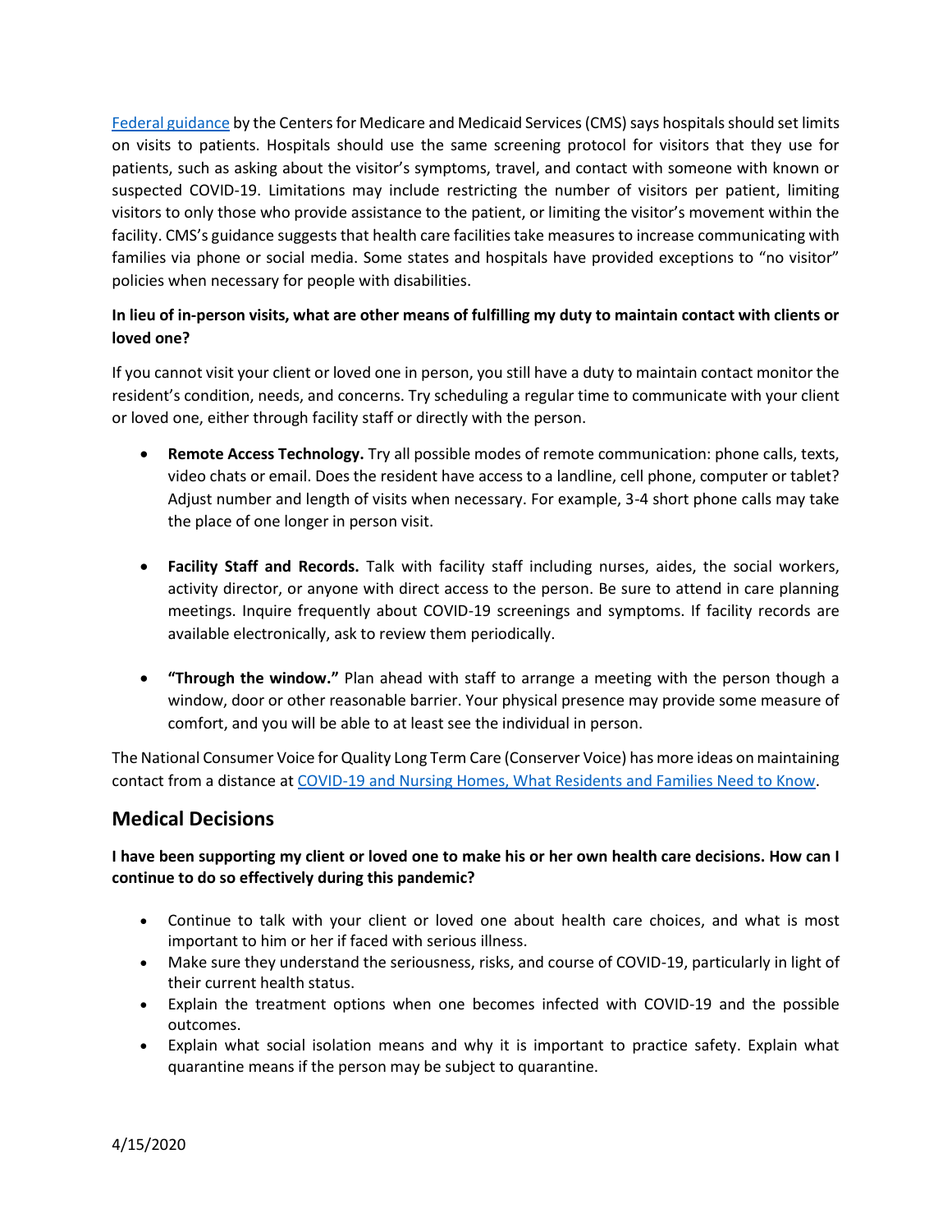[Federal guidance](#) by the Centers for Medicare and Medicaid Services (CMS) says hospitals should set limits on visits to patients. Hospitals should use the same screening protocol for visitors that they use for patients, such as asking about the visitor's symptoms, travel, and contact with someone with known or suspected COVID-19. Limitations may include restricting the number of visitors per patient, limiting visitors to only those who provide assistance to the patient, or limiting the visitor's movement within the facility. CMS's guidance suggests that health care facilities take measures to increase communicating with families via phone or social media. Some states and hospitals have provided exceptions to "no visitor" policies when necessary for people with disabilities.

**In lieu of in-person visits, what are other means of fulfilling my duty to maintain contact with clients or loved one?**

If you cannot visit your client or loved one in person, you still have a duty to maintain contact monitor the resident's condition, needs, and concerns. Try scheduling a regular time to communicate with your client or loved one, either through facility staff or directly with the person.

- **Remote Access Technology.** Try all possible modes of remote communication: phone calls, texts, video chats or email. Does the resident have access to a landline, cell phone, computer or tablet? Adjust number and length of visits when necessary. For example, 3-4 short phone calls may take the place of one longer in person visit.

- **Facility Staff and Records.** Talk with facility staff including nurses, aides, the social workers, activity director, or anyone with direct access to the person. Be sure to attend in care planning meetings. Inquire frequently about COVID-19 screenings and symptoms. If facility records are available electronically, ask to review them periodically.

- **"Through the window."** Plan ahead with staff to arrange a meeting with the person though a window, door or other reasonable barrier. Your physical presence may provide some measure of comfort, and you will be able to at least see the individual in person.

The National Consumer Voice for Quality Long Term Care (Conserver Voice) has more ideas on maintaining contact from a distance at [COVID-19 and Nursing Homes, What Residents and Families Need to Know](#).

## Medical Decisions

**I have been supporting my client or loved one to make his or her own health care decisions. How can I continue to do so effectively during this pandemic?**

- Continue to talk with your client or loved one about health care choices, and what is most important to him or her if faced with serious illness.
- Make sure they understand the seriousness, risks, and course of COVID-19, particularly in light of their current health status.
- Explain the treatment options when one becomes infected with COVID-19 and the possible outcomes.
- Explain what social isolation means and why it is important to practice safety. Explain what quarantine means if the person may be subject to quarantine.

4/15/2020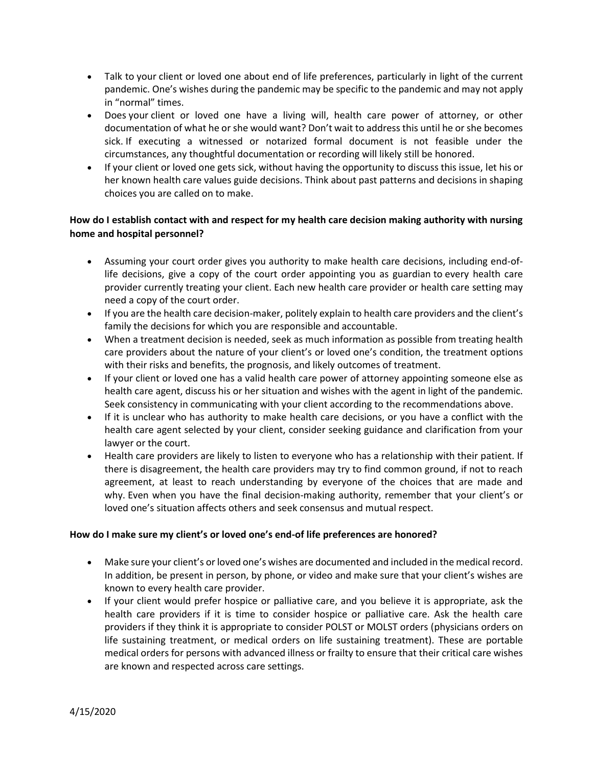- Talk to your client or loved one about end of life preferences, particularly in light of the current pandemic. One's wishes during the pandemic may be specific to the pandemic and may not apply in "normal" times.
- Does your client or loved one have a living will, health care power of attorney, or other documentation of what he or she would want? Don't wait to address this until he or she becomes sick. If executing a witnessed or notarized formal document is not feasible under the circumstances, any thoughtful documentation or recording will likely still be honored.
- If your client or loved one gets sick, without having the opportunity to discuss this issue, let his or her known health care values guide decisions. Think about past patterns and decisions in shaping choices you are called on to make.

**How do I establish contact with and respect for my health care decision making authority with nursing home and hospital personnel?**

- Assuming your court order gives you authority to make health care decisions, including end-of-life decisions, give a copy of the court order appointing you as guardian to every health care provider currently treating your client. Each new health care provider or health care setting may need a copy of the court order.
- If you are the health care decision-maker, politely explain to health care providers and the client's family the decisions for which you are responsible and accountable.
- When a treatment decision is needed, seek as much information as possible from treating health care providers about the nature of your client's or loved one's condition, the treatment options with their risks and benefits, the prognosis, and likely outcomes of treatment.
- If your client or loved one has a valid health care power of attorney appointing someone else as health care agent, discuss his or her situation and wishes with the agent in light of the pandemic. Seek consistency in communicating with your client according to the recommendations above.
- If it is unclear who has authority to make health care decisions, or you have a conflict with the health care agent selected by your client, consider seeking guidance and clarification from your lawyer or the court.
- Health care providers are likely to listen to everyone who has a relationship with their patient. If there is disagreement, the health care providers may try to find common ground, if not to reach agreement, at least to reach understanding by everyone of the choices that are made and why. Even when you have the final decision-making authority, remember that your client's or loved one's situation affects others and seek consensus and mutual respect.

**How do I make sure my client's or loved one's end-of life preferences are honored?**

- Make sure your client's or loved one's wishes are documented and included in the medical record. In addition, be present in person, by phone, or video and make sure that your client's wishes are known to every health care provider.
- If your client would prefer hospice or palliative care, and you believe it is appropriate, ask the health care providers if it is time to consider hospice or palliative care. Ask the health care providers if they think it is appropriate to consider POLST or MOLST orders (physicians orders on life sustaining treatment, or medical orders on life sustaining treatment). These are portable medical orders for persons with advanced illness or frailty to ensure that their critical care wishes are known and respected across care settings.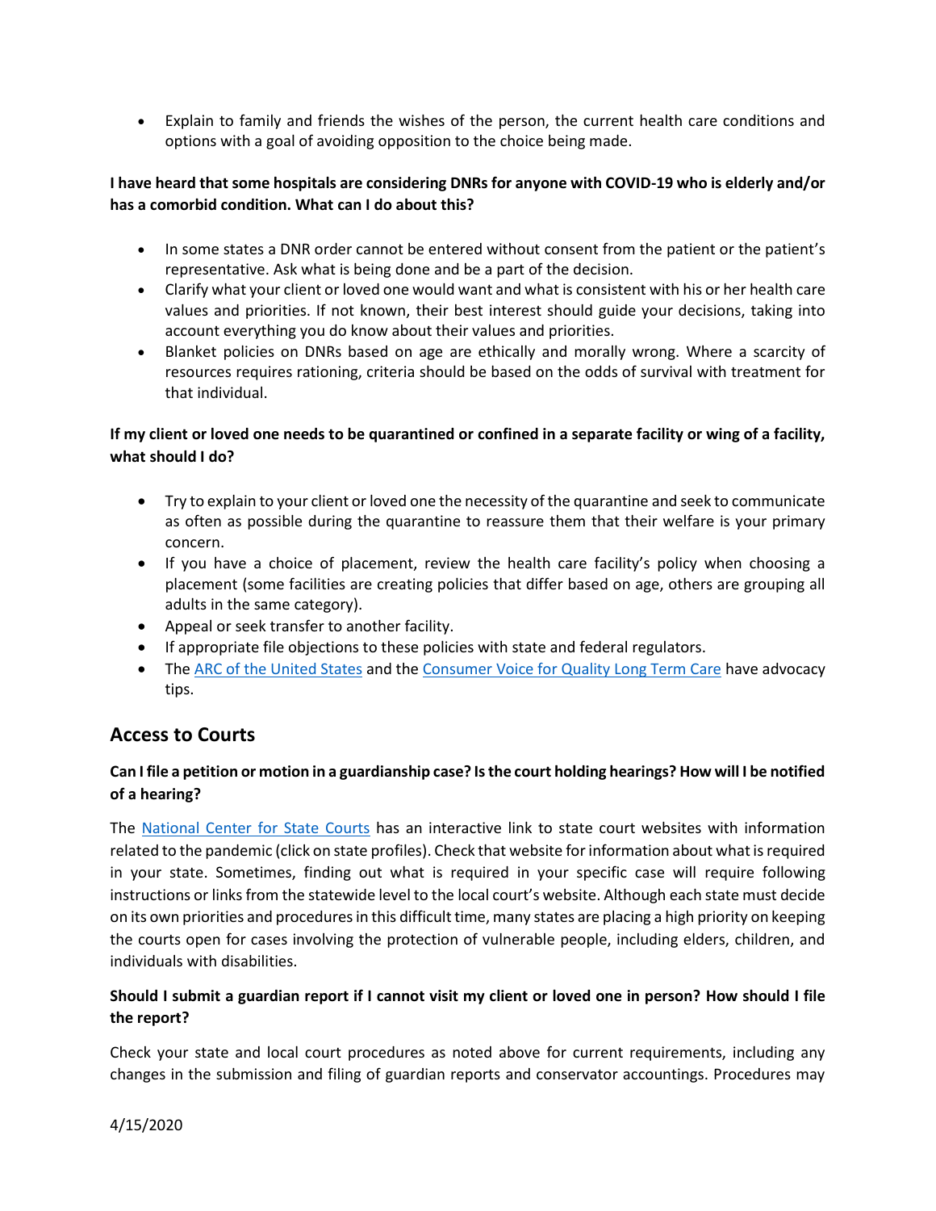- Explain to family and friends the wishes of the person, the current health care conditions and options with a goal of avoiding opposition to the choice being made.

**I have heard that some hospitals are considering DNRs for anyone with COVID-19 who is elderly and/or has a comorbid condition. What can I do about this?**

- In some states a DNR order cannot be entered without consent from the patient or the patient's representative. Ask what is being done and be a part of the decision.
- Clarify what your client or loved one would want and what is consistent with his or her health care values and priorities. If not known, their best interest should guide your decisions, taking into account everything you do know about their values and priorities.
- Blanket policies on DNRs based on age are ethically and morally wrong. Where a scarcity of resources requires rationing, criteria should be based on the odds of survival with treatment for that individual.

**If my client or loved one needs to be quarantined or confined in a separate facility or wing of a facility, what should I do?**

- Try to explain to your client or loved one the necessity of the quarantine and seek to communicate as often as possible during the quarantine to reassure them that their welfare is your primary concern.
- If you have a choice of placement, review the health care facility's policy when choosing a placement (some facilities are creating policies that differ based on age, others are grouping all adults in the same category).
- Appeal or seek transfer to another facility.
- If appropriate file objections to these policies with state and federal regulators.
- The ARC of the United States and the Consumer Voice for Quality Long Term Care have advocacy tips.

## Access to Courts

**Can I file a petition or motion in a guardianship case? Is the court holding hearings? How will I be notified of a hearing?**

The National Center for State Courts has an interactive link to state court websites with information related to the pandemic (click on state profiles). Check that website for information about what is required in your state. Sometimes, finding out what is required in your specific case will require following instructions or links from the statewide level to the local court's website. Although each state must decide on its own priorities and procedures in this difficult time, many states are placing a high priority on keeping the courts open for cases involving the protection of vulnerable people, including elders, children, and individuals with disabilities.

**Should I submit a guardian report if I cannot visit my client or loved one in person? How should I file the report?**

Check your state and local court procedures as noted above for current requirements, including any changes in the submission and filing of guardian reports and conservator accountings. Procedures may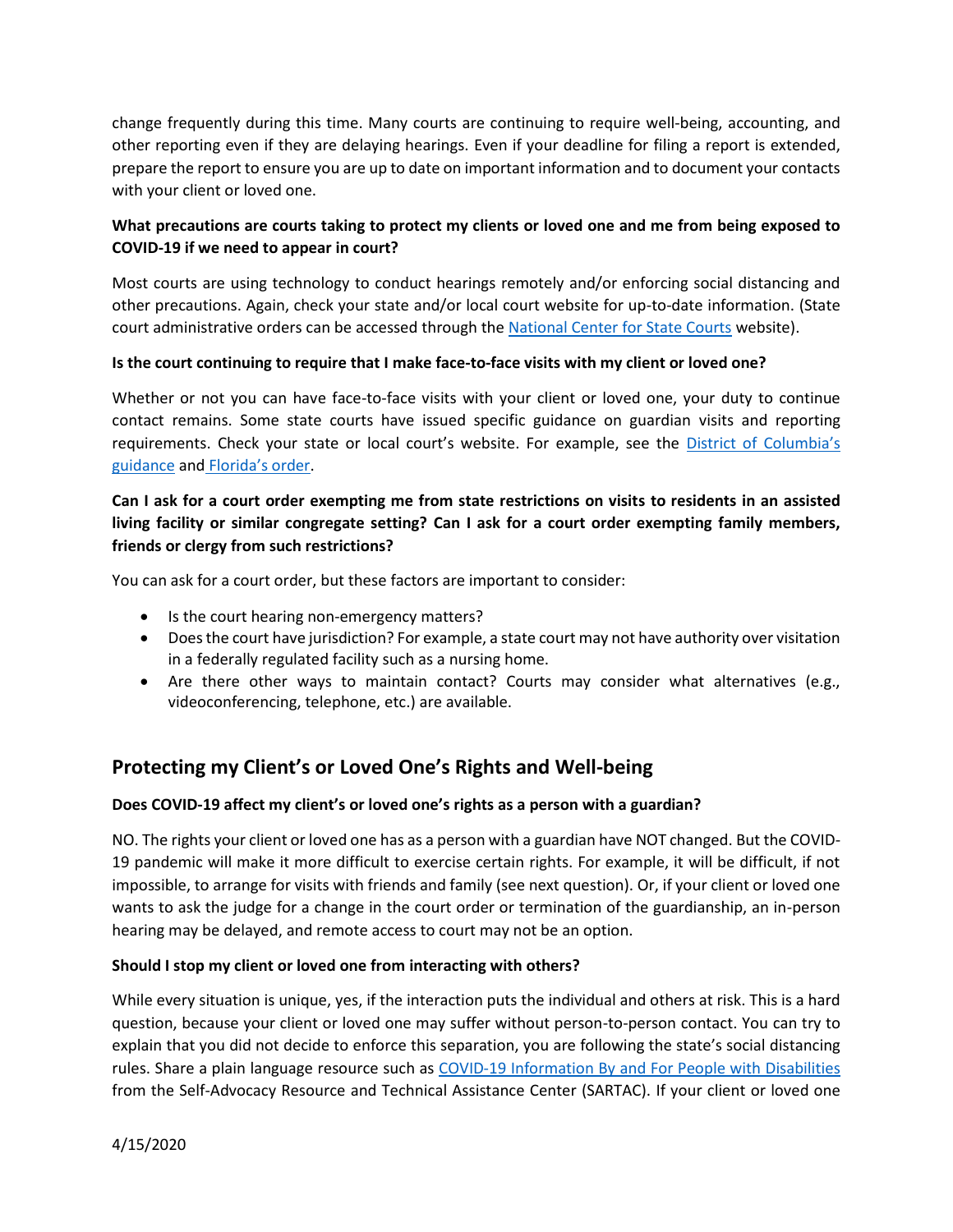change frequently during this time. Many courts are continuing to require well-being, accounting, and other reporting even if they are delaying hearings. Even if your deadline for filing a report is extended, prepare the report to ensure you are up to date on important information and to document your contacts with your client or loved one.

**What precautions are courts taking to protect my clients or loved one and me from being exposed to COVID-19 if we need to appear in court?**

Most courts are using technology to conduct hearings remotely and/or enforcing social distancing and other precautions. Again, check your state and/or local court website for up-to-date information. (State court administrative orders can be accessed through the National Center for State Courts website).

**Is the court continuing to require that I make face-to-face visits with my client or loved one?**

Whether or not you can have face-to-face visits with your client or loved one, your duty to continue contact remains. Some state courts have issued specific guidance on guardian visits and reporting requirements. Check your state or local court's website. For example, see the District of Columbia's guidance and Florida's order.

**Can I ask for a court order exempting me from state restrictions on visits to residents in an assisted living facility or similar congregate setting? Can I ask for a court order exempting family members, friends or clergy from such restrictions?**

You can ask for a court order, but these factors are important to consider:

- Is the court hearing non-emergency matters?
- Does the court have jurisdiction? For example, a state court may not have authority over visitation in a federally regulated facility such as a nursing home.
- Are there other ways to maintain contact? Courts may consider what alternatives (e.g., videoconferencing, telephone, etc.) are available.

## Protecting my Client's or Loved One's Rights and Well-being

**Does COVID-19 affect my client's or loved one's rights as a person with a guardian?**

NO. The rights your client or loved one has as a person with a guardian have NOT changed. But the COVID-19 pandemic will make it more difficult to exercise certain rights. For example, it will be difficult, if not impossible, to arrange for visits with friends and family (see next question). Or, if your client or loved one wants to ask the judge for a change in the court order or termination of the guardianship, an in-person hearing may be delayed, and remote access to court may not be an option.

**Should I stop my client or loved one from interacting with others?**

While every situation is unique, yes, if the interaction puts the individual and others at risk. This is a hard question, because your client or loved one may suffer without person-to-person contact. You can try to explain that you did not decide to enforce this separation, you are following the state's social distancing rules. Share a plain language resource such as COVID-19 Information By and For People with Disabilities from the Self-Advocacy Resource and Technical Assistance Center (SARTAC). If your client or loved one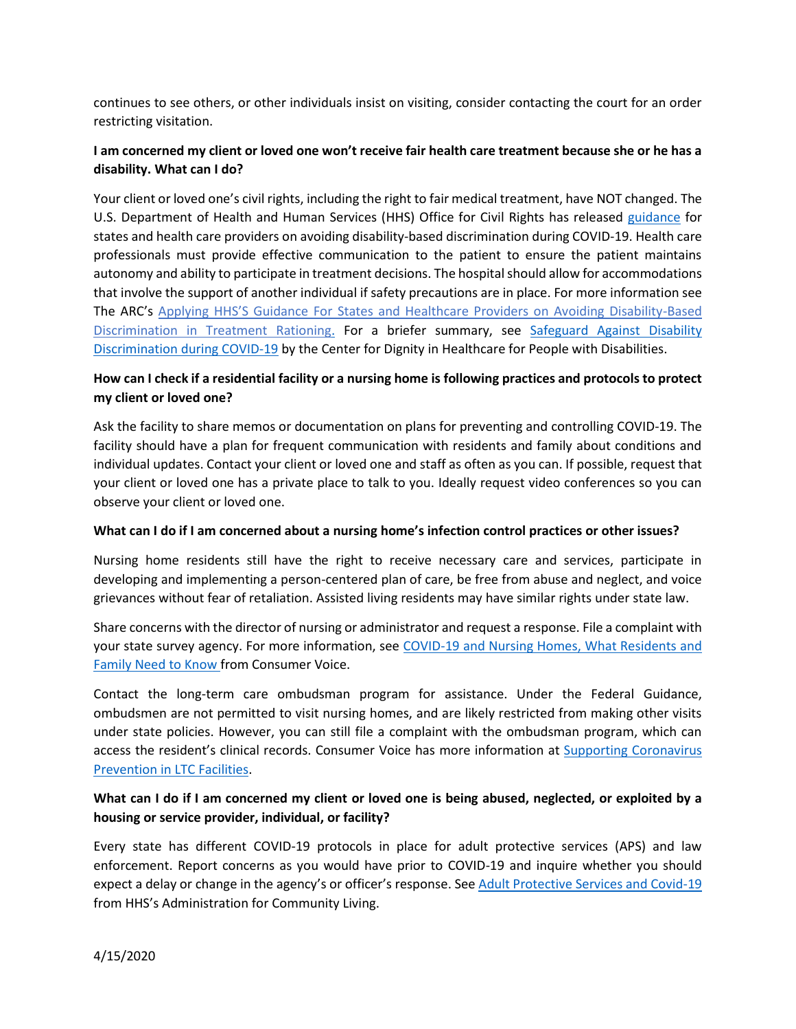continues to see others, or other individuals insist on visiting, consider contacting the court for an order restricting visitation.

**I am concerned my client or loved one won't receive fair health care treatment because she or he has a disability. What can I do?**

Your client or loved one's civil rights, including the right to fair medical treatment, have NOT changed. The U.S. Department of Health and Human Services (HHS) Office for Civil Rights has released [guidance](guidance) for states and health care providers on avoiding disability-based discrimination during COVID-19. Health care professionals must provide effective communication to the patient to ensure the patient maintains autonomy and ability to participate in treatment decisions. The hospital should allow for accommodations that involve the support of another individual if safety precautions are in place. For more information see The ARC's Applying HHS'S Guidance For States and Healthcare Providers on Avoiding Disability-Based Discrimination in Treatment Rationing. For a briefer summary, see Safeguard Against Disability Discrimination during COVID-19 by the Center for Dignity in Healthcare for People with Disabilities.

**How can I check if a residential facility or a nursing home is following practices and protocols to protect my client or loved one?**

Ask the facility to share memos or documentation on plans for preventing and controlling COVID-19. The facility should have a plan for frequent communication with residents and family about conditions and individual updates. Contact your client or loved one and staff as often as you can. If possible, request that your client or loved one has a private place to talk to you. Ideally request video conferences so you can observe your client or loved one.

**What can I do if I am concerned about a nursing home's infection control practices or other issues?**

Nursing home residents still have the right to receive necessary care and services, participate in developing and implementing a person-centered plan of care, be free from abuse and neglect, and voice grievances without fear of retaliation. Assisted living residents may have similar rights under state law.

Share concerns with the director of nursing or administrator and request a response. File a complaint with your state survey agency. For more information, see COVID-19 and Nursing Homes, What Residents and Family Need to Know from Consumer Voice.

Contact the long-term care ombudsman program for assistance. Under the Federal Guidance, ombudsmen are not permitted to visit nursing homes, and are likely restricted from making other visits under state policies. However, you can still file a complaint with the ombudsman program, which can access the resident's clinical records. Consumer Voice has more information at Supporting Coronavirus Prevention in LTC Facilities.

**What can I do if I am concerned my client or loved one is being abused, neglected, or exploited by a housing or service provider, individual, or facility?**

Every state has different COVID-19 protocols in place for adult protective services (APS) and law enforcement. Report concerns as you would have prior to COVID-19 and inquire whether you should expect a delay or change in the agency's or officer's response. See Adult Protective Services and Covid-19 from HHS's Administration for Community Living.

4/15/2020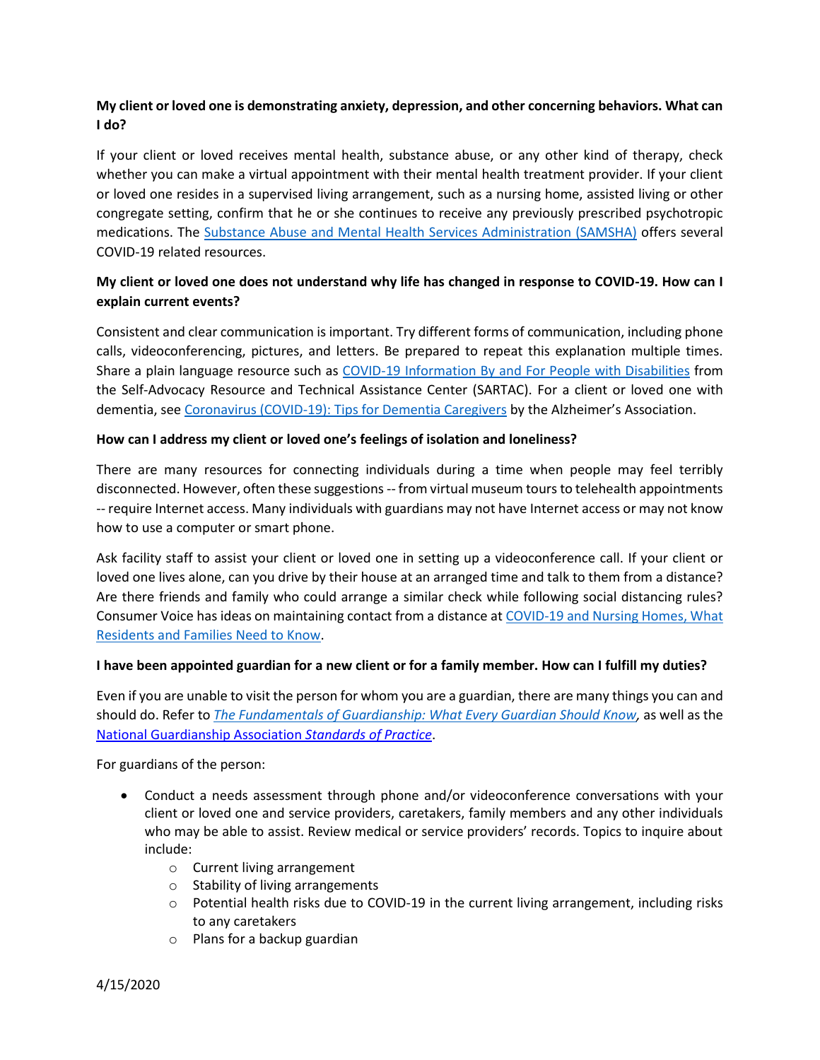**My client or loved one is demonstrating anxiety, depression, and other concerning behaviors. What can I do?**

If your client or loved receives mental health, substance abuse, or any other kind of therapy, check whether you can make a virtual appointment with their mental health treatment provider. If your client or loved one resides in a supervised living arrangement, such as a nursing home, assisted living or other congregate setting, confirm that he or she continues to receive any previously prescribed psychotropic medications. The Substance Abuse and Mental Health Services Administration (SAMSHA) offers several COVID-19 related resources.

**My client or loved one does not understand why life has changed in response to COVID-19. How can I explain current events?**

Consistent and clear communication is important. Try different forms of communication, including phone calls, videoconferencing, pictures, and letters. Be prepared to repeat this explanation multiple times. Share a plain language resource such as COVID-19 Information By and For People with Disabilities from the Self-Advocacy Resource and Technical Assistance Center (SARTAC). For a client or loved one with dementia, see Coronavirus (COVID-19): Tips for Dementia Caregivers by the Alzheimer's Association.

**How can I address my client or loved one's feelings of isolation and loneliness?**

There are many resources for connecting individuals during a time when people may feel terribly disconnected. However, often these suggestions -- from virtual museum tours to telehealth appointments -- require Internet access. Many individuals with guardians may not have Internet access or may not know how to use a computer or smart phone.

Ask facility staff to assist your client or loved one in setting up a videoconference call. If your client or loved one lives alone, can you drive by their house at an arranged time and talk to them from a distance? Are there friends and family who could arrange a similar check while following social distancing rules? Consumer Voice has ideas on maintaining contact from a distance at COVID-19 and Nursing Homes, What Residents and Families Need to Know.

**I have been appointed guardian for a new client or for a family member. How can I fulfill my duties?**

Even if you are unable to visit the person for whom you are a guardian, there are many things you can and should do. Refer to *The Fundamentals of Guardianship: What Every Guardian Should Know*, as well as the National Guardianship Association *Standards of Practice*.

For guardians of the person:

- Conduct a needs assessment through phone and/or videoconference conversations with your client or loved one and service providers, caretakers, family members and any other individuals who may be able to assist. Review medical or service providers' records. Topics to inquire about include:
  - Current living arrangement
  - Stability of living arrangements
  - Potential health risks due to COVID-19 in the current living arrangement, including risks to any caretakers
  - Plans for a backup guardian

4/15/2020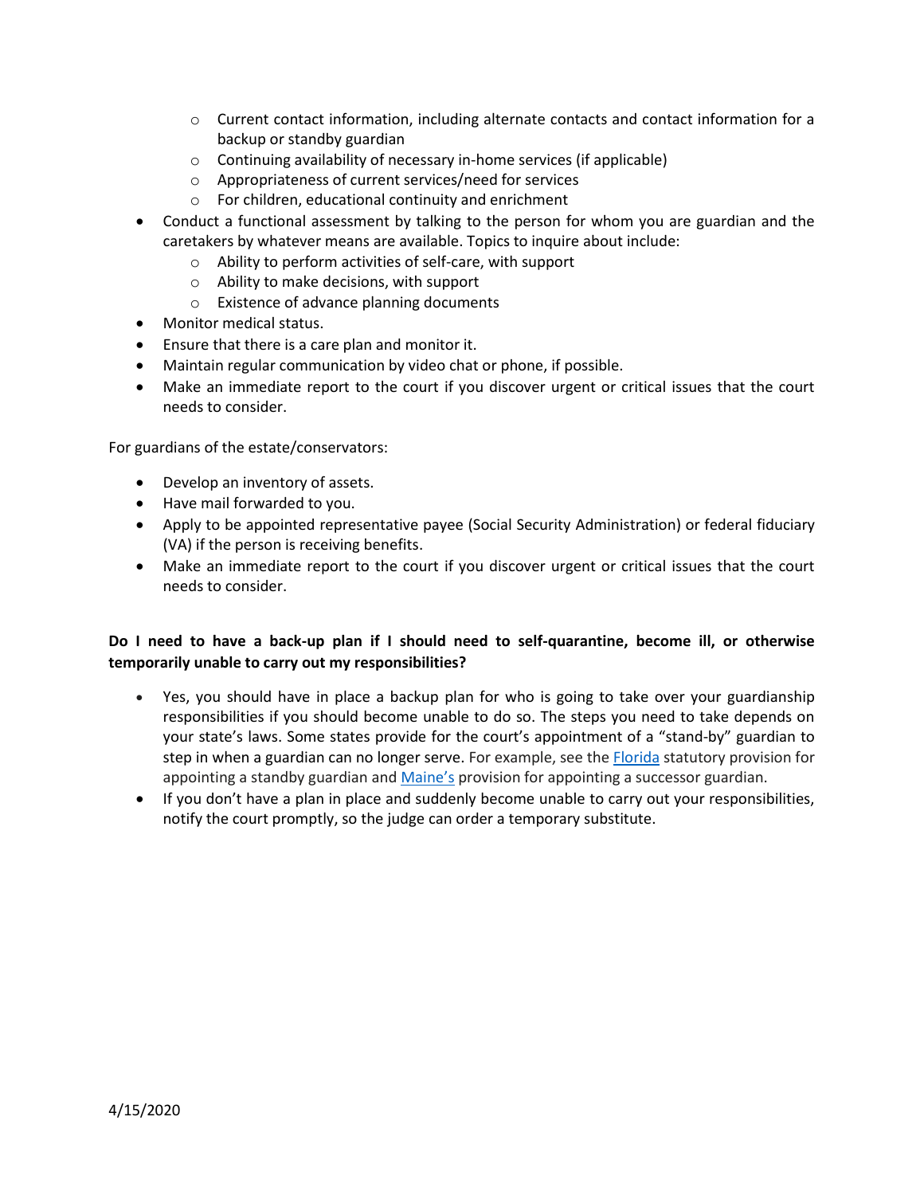- Current contact information, including alternate contacts and contact information for a backup or standby guardian
  - Continuing availability of necessary in-home services (if applicable)
  - Appropriateness of current services/need for services
  - For children, educational continuity and enrichment
- Conduct a functional assessment by talking to the person for whom you are guardian and the caretakers by whatever means are available. Topics to inquire about include:
  - Ability to perform activities of self-care, with support
  - Ability to make decisions, with support
  - Existence of advance planning documents
- Monitor medical status.
- Ensure that there is a care plan and monitor it.
- Maintain regular communication by video chat or phone, if possible.
- Make an immediate report to the court if you discover urgent or critical issues that the court needs to consider.

For guardians of the estate/conservators:

- Develop an inventory of assets.
- Have mail forwarded to you.
- Apply to be appointed representative payee (Social Security Administration) or federal fiduciary (VA) if the person is receiving benefits.
- Make an immediate report to the court if you discover urgent or critical issues that the court needs to consider.

**Do I need to have a back-up plan if I should need to self-quarantine, become ill, or otherwise temporarily unable to carry out my responsibilities?**

- Yes, you should have in place a backup plan for who is going to take over your guardianship responsibilities if you should become unable to do so. The steps you need to take depends on your state's laws. Some states provide for the court's appointment of a "stand-by" guardian to step in when a guardian can no longer serve. For example, see the Florida statutory provision for appointing a standby guardian and Maine's provision for appointing a successor guardian.
- If you don't have a plan in place and suddenly become unable to carry out your responsibilities, notify the court promptly, so the judge can order a temporary substitute.

4/15/2020